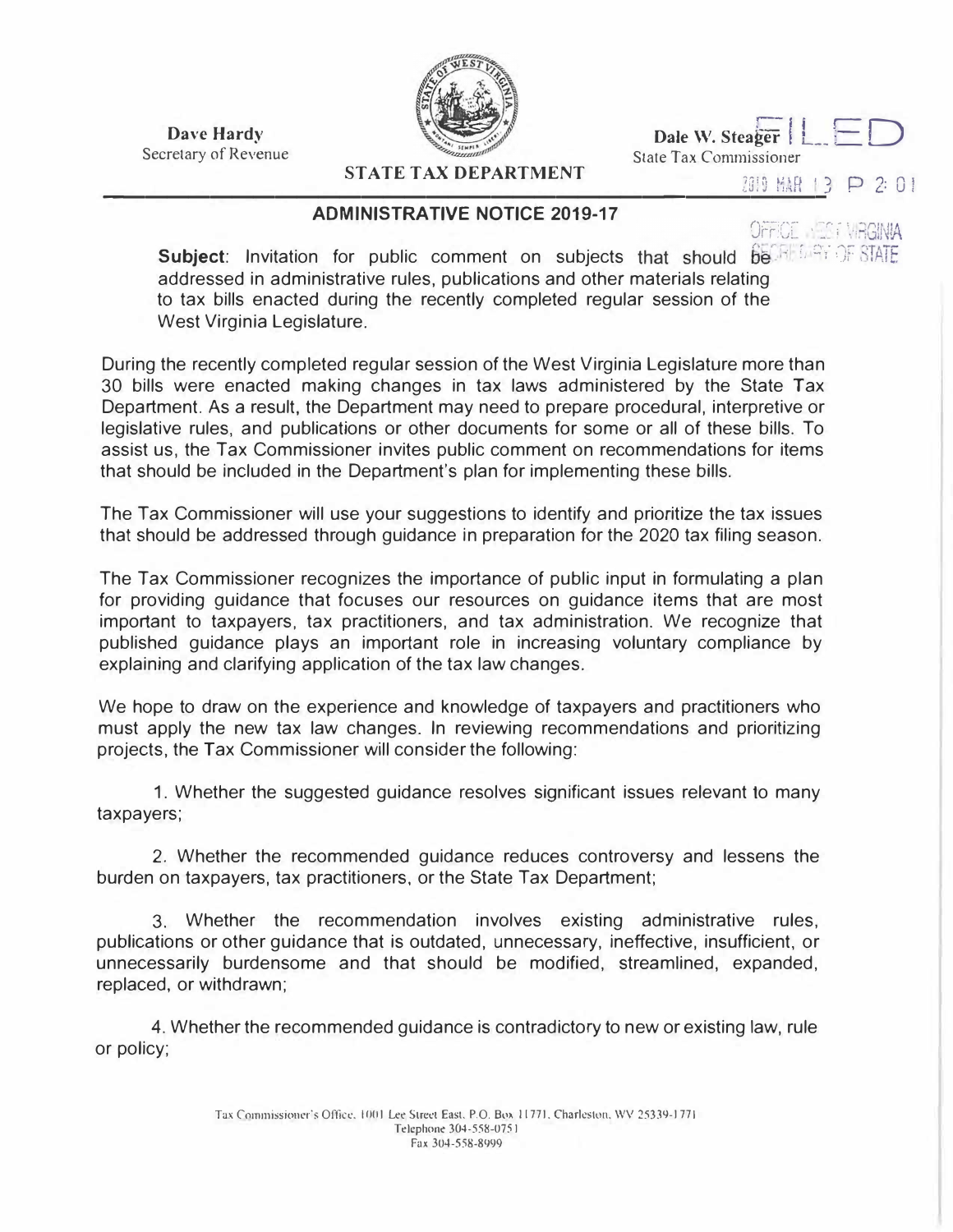**Dave Hardy**
Secretary of Revenue

**STATE TAX DEPARTMENT**

**Dale W. Steager**
State Tax Commissioner

FILED

2019 MAR 13 P 2: 01

OFFICE WEST VIRGINIA SECRETARY OF STATE

## ADMINISTRATIVE NOTICE 2019-17

**Subject**: Invitation for public comment on subjects that should be addressed in administrative rules, publications and other materials relating to tax bills enacted during the recently completed regular session of the West Virginia Legislature.

During the recently completed regular session of the West Virginia Legislature more than 30 bills were enacted making changes in tax laws administered by the State Tax Department. As a result, the Department may need to prepare procedural, interpretive or legislative rules, and publications or other documents for some or all of these bills. To assist us, the Tax Commissioner invites public comment on recommendations for items that should be included in the Department's plan for implementing these bills.

The Tax Commissioner will use your suggestions to identify and prioritize the tax issues that should be addressed through guidance in preparation for the 2020 tax filing season.

The Tax Commissioner recognizes the importance of public input in formulating a plan for providing guidance that focuses our resources on guidance items that are most important to taxpayers, tax practitioners, and tax administration. We recognize that published guidance plays an important role in increasing voluntary compliance by explaining and clarifying application of the tax law changes.

We hope to draw on the experience and knowledge of taxpayers and practitioners who must apply the new tax law changes. In reviewing recommendations and prioritizing projects, the Tax Commissioner will consider the following:

1. Whether the suggested guidance resolves significant issues relevant to many taxpayers;

2. Whether the recommended guidance reduces controversy and lessens the burden on taxpayers, tax practitioners, or the State Tax Department;

3. Whether the recommendation involves existing administrative rules, publications or other guidance that is outdated, unnecessary, ineffective, insufficient, or unnecessarily burdensome and that should be modified, streamlined, expanded, replaced, or withdrawn;

4. Whether the recommended guidance is contradictory to new or existing law, rule or policy;

Tax Commissioner's Office, 1001 Lee Street East, P.O. Box 11771, Charleston, WV 25339-1771
Telephone 304-558-0751
Fax 304-558-8999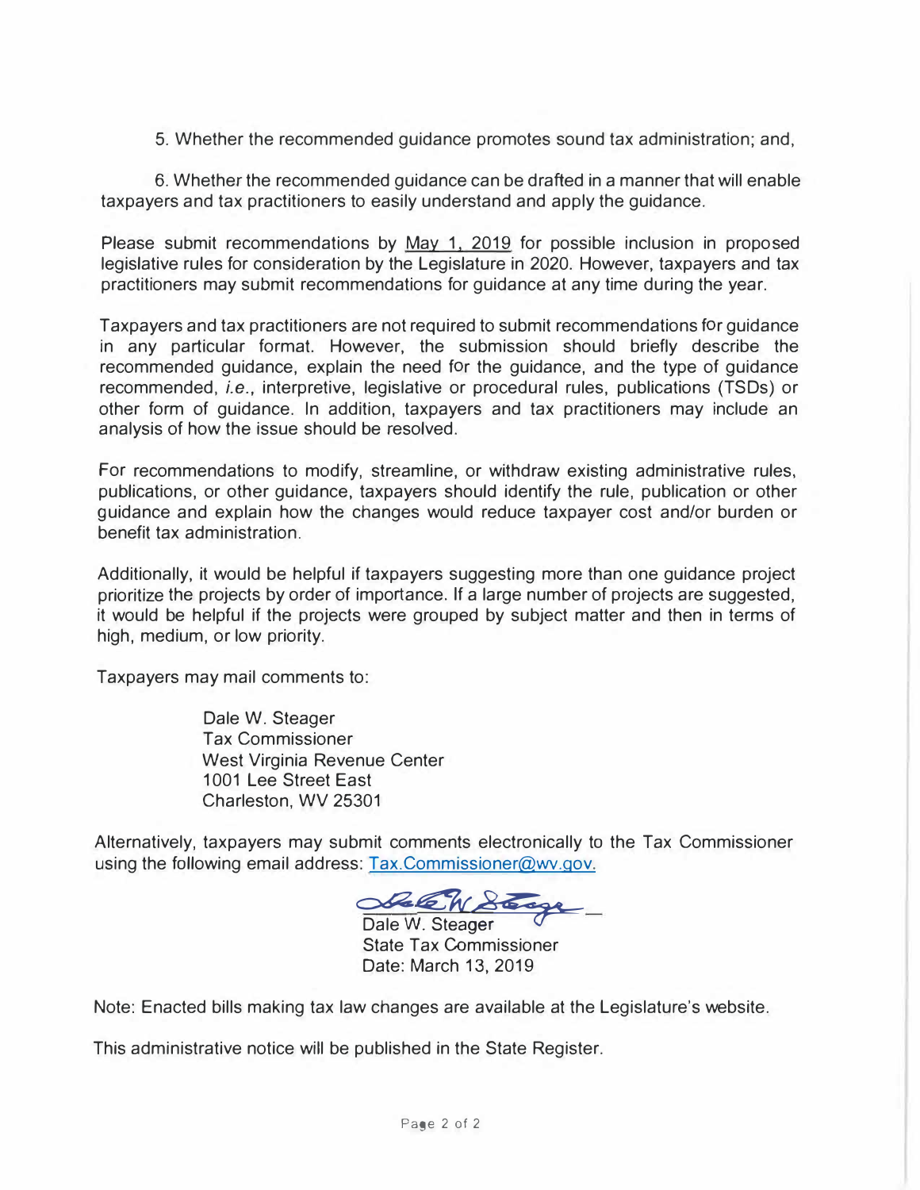5. Whether the recommended guidance promotes sound tax administration; and,

6. Whether the recommended guidance can be drafted in a manner that will enable taxpayers and tax practitioners to easily understand and apply the guidance.

Please submit recommendations by May 1, 2019 for possible inclusion in proposed legislative rules for consideration by the Legislature in 2020. However, taxpayers and tax practitioners may submit recommendations for guidance at any time during the year.

Taxpayers and tax practitioners are not required to submit recommendations for guidance in any particular format. However, the submission should briefly describe the recommended guidance, explain the need for the guidance, and the type of guidance recommended, *i.e.*, interpretive, legislative or procedural rules, publications (TSDs) or other form of guidance. In addition, taxpayers and tax practitioners may include an analysis of how the issue should be resolved.

For recommendations to modify, streamline, or withdraw existing administrative rules, publications, or other guidance, taxpayers should identify the rule, publication or other guidance and explain how the changes would reduce taxpayer cost and/or burden or benefit tax administration.

Additionally, it would be helpful if taxpayers suggesting more than one guidance project prioritize the projects by order of importance. If a large number of projects are suggested, it would be helpful if the projects were grouped by subject matter and then in terms of high, medium, or low priority.

Taxpayers may mail comments to:

Dale W. Steager  
Tax Commissioner  
West Virginia Revenue Center  
1001 Lee Street East  
Charleston, WV 25301

Alternatively, taxpayers may submit comments electronically to the Tax Commissioner using the following email address: Tax.Commissioner@wv.gov.

Dale W. Steager  
State Tax Commissioner  
Date: March 13, 2019

Note: Enacted bills making tax law changes are available at the Legislature's website.

This administrative notice will be published in the State Register.